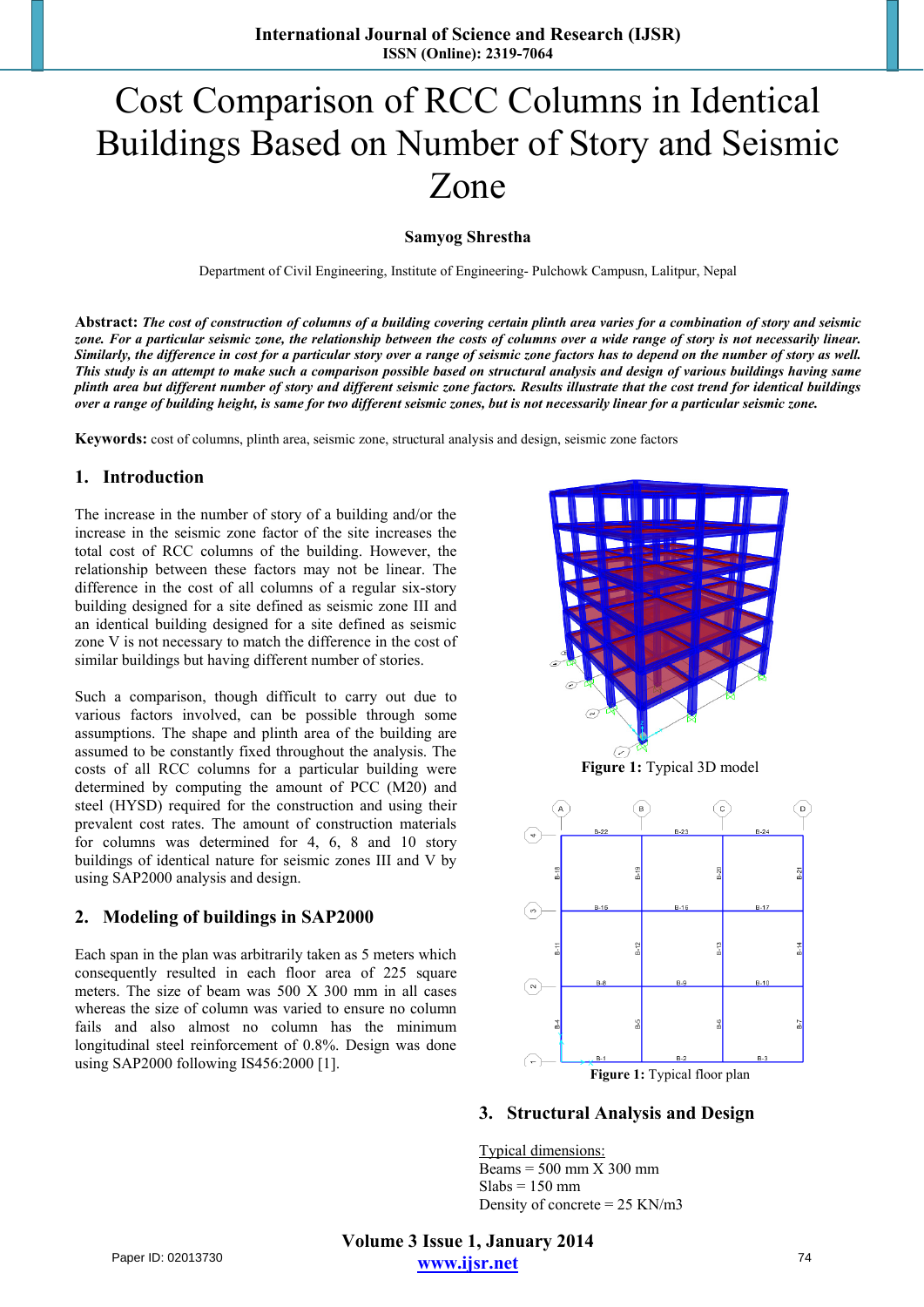# Cost Comparison of RCC Columns in Identical Buildings Based on Number of Story and Seismic Zone

**Samyog Shrestha**

Department of Civil Engineering, Institute of Engineering- Pulchowk Campusn, Lalitpur, Nepal

**Abstract:** ***The cost of construction of columns of a building covering certain plinth area varies for a combination of story and seismic zone. For a particular seismic zone, the relationship between the costs of columns over a wide range of story is not necessarily linear. Similarly, the difference in cost for a particular story over a range of seismic zone factors has to depend on the number of story as well. This study is an attempt to make such a comparison possible based on structural analysis and design of various buildings having same plinth area but different number of story and different seismic zone factors. Results illustrate that the cost trend for identical buildings over a range of building height, is same for two different seismic zones, but is not necessarily linear for a particular seismic zone.***

**Keywords:** cost of columns, plinth area, seismic zone, structural analysis and design, seismic zone factors

## 1. Introduction

The increase in the number of story of a building and/or the increase in the seismic zone factor of the site increases the total cost of RCC columns of the building. However, the relationship between these factors may not be linear. The difference in the cost of all columns of a regular six-story building designed for a site defined as seismic zone III and an identical building designed for a site defined as seismic zone V is not necessary to match the difference in the cost of similar buildings but having different number of stories.

Such a comparison, though difficult to carry out due to various factors involved, can be possible through some assumptions. The shape and plinth area of the building are assumed to be constantly fixed throughout the analysis. The costs of all RCC columns for a particular building were determined by computing the amount of PCC (M20) and steel (HYSD) required for the construction and using their prevalent cost rates. The amount of construction materials for columns was determined for 4, 6, 8 and 10 story buildings of identical nature for seismic zones III and V by using SAP2000 analysis and design.

## 2. Modeling of buildings in SAP2000

Each span in the plan was arbitrarily taken as 5 meters which consequently resulted in each floor area of 225 square meters. The size of beam was 500 X 300 mm in all cases whereas the size of column was varied to ensure no column fails and also almost no column has the minimum longitudinal steel reinforcement of 0.8%. Design was done using SAP2000 following IS456:2000 [1].

**Figure 1:** Typical 3D model

**Figure 1:** Typical floor plan

## 3. Structural Analysis and Design

Typical dimensions:

Beams = 500 mm X 300 mm

Slabs = 150 mm

Density of concrete = 25 KN/m3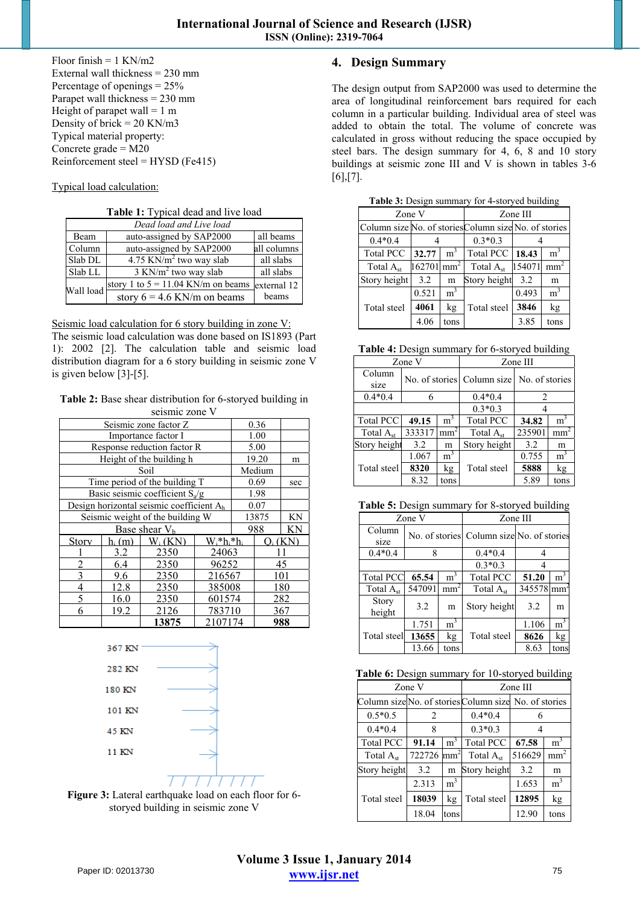Floor finish = 1 KN/m2
External wall thickness = 230 mm
Percentage of openings = 25%
Parapet wall thickness = 230 mm
Height of parapet wall = 1 m
Density of brick = 20 KN/m3
Typical material property:
Concrete grade = M20
Reinforcement steel = HYSD (Fe415)

Typical load calculation:

**Table 1:** Typical dead and live load

| *Dead load and Live load* | | |
|---|---|---|
| Beam | auto-assigned by SAP2000 | all beams |
| Column | auto-assigned by SAP2000 | all columns |
| Slab DL | 4.75 KN/m$^2$ two way slab | all slabs |
| Slab LL | 3 KN/m$^2$ two way slab | all slabs |
| Wall load | story 1 to 5 = 11.04 KN/m on beams | external 12 beams |
| | story 6 = 4.6 KN/m on beams | |

Seismic load calculation for 6 story building in zone V:
The seismic load calculation was done based on IS1893 (Part 1): 2002 [2]. The calculation table and seismic load distribution diagram for a 6 story building in seismic zone V is given below [3]-[5].

**Table 2:** Base shear distribution for 6-storyed building in seismic zone V

| Parameter | | | Value | Unit |
|---|---|---|---|---|
| Seismic zone factor Z | | | 0.36 | |
| Importance factor I | | | 1.00 | |
| Response reduction factor R | | | 5.00 | |
| Height of the building h | | | 19.20 | m |
| Soil | | | Medium | |
| Time period of the building T | | | 0.69 | sec |
| Basic seismic coefficient $S_a/g$ | | | 1.98 | |
| Design horizontal seismic coefficient $A_h$ | | | 0.07 | |
| Seismic weight of the building W | | | 13875 | KN |
| Base shear $V_b$ | | | 988 | KN |
| Story | $h_i$ (m) | $W_i$ (KN) | $W_i{*}h_i{*}h_i$ | $Q_i$ (KN) |
| 1 | 3.2 | 2350 | 24063 | 11 |
| 2 | 6.4 | 2350 | 96252 | 45 |
| 3 | 9.6 | 2350 | 216567 | 101 |
| 4 | 12.8 | 2350 | 385008 | 180 |
| 5 | 16.0 | 2350 | 601574 | 282 |
| 6 | 19.2 | 2126 | 783710 | 367 |
| | | **13875** | 2107174 | **988** |

367 KN
282 KN
180 KN
101 KN
45 KN
11 KN

**Figure 3:** Lateral earthquake load on each floor for 6-storyed building in seismic zone V

## 4. Design Summary

The design output from SAP2000 was used to determine the area of longitudinal reinforcement bars required for each column in a particular building. Individual area of steel was added to obtain the total. The volume of concrete was calculated in gross without reducing the space occupied by steel bars. The design summary for 4, 6, 8 and 10 story buildings at seismic zone III and V is shown in tables 3-6 [6],[7].

**Table 3:** Design summary for 4-storyed building

| Zone V | | | Zone III | | |
|---|---|---|---|---|---|
| Column size | No. of stories | | Column size | No. of stories | |
| 0.4*0.4 | 4 | | 0.3*0.3 | 4 | |
| Total PCC | **32.77** | m$^3$ | Total PCC | **18.43** | m$^3$ |
| Total $A_{st}$ | 162701 | mm$^2$ | Total $A_{st}$ | 154071 | mm$^2$ |
| Story height | 3.2 | m | Story height | 3.2 | m |
| Total steel | 0.521 | m$^3$ | Total steel | 0.493 | m$^3$ |
| | **4061** | kg | | **3846** | kg |
| | 4.06 | tons | | 3.85 | tons |

**Table 4:** Design summary for 6-storyed building

| Zone V | | | Zone III | | |
|---|---|---|---|---|---|
| Column size | No. of stories | | Column size | No. of stories | |
| 0.4*0.4 | 6 | | 0.4*0.4 | 2 | |
| | | | 0.3*0.3 | 4 | |
| Total PCC | **49.15** | m$^3$ | Total PCC | **34.82** | m$^3$ |
| Total $A_{st}$ | 333317 | mm$^2$ | Total $A_{st}$ | 235901 | mm$^2$ |
| Story height | 3.2 | m | Story height | 3.2 | m |
| Total steel | 1.067 | m$^3$ | Total steel | 0.755 | m$^3$ |
| | **8320** | kg | | **5888** | kg |
| | 8.32 | tons | | 5.89 | tons |

**Table 5:** Design summary for 8-storyed building

| Zone V | | | Zone III | | |
|---|---|---|---|---|---|
| Column size | No. of stories | | Column size | No. of stories | |
| 0.4*0.4 | 8 | | 0.4*0.4 | 4 | |
| | | | 0.3*0.3 | 4 | |
| Total PCC | **65.54** | m$^3$ | Total PCC | **51.20** | m$^3$ |
| Total $A_{st}$ | 547091 | mm$^2$ | Total $A_{st}$ | 345578 | mm$^2$ |
| Story height | 3.2 | m | Story height | 3.2 | m |
| Total steel | 1.751 | m$^3$ | Total steel | 1.106 | m$^3$ |
| | **13655** | kg | | **8626** | kg |
| | 13.66 | tons | | 8.63 | tons |

**Table 6:** Design summary for 10-storyed building

| Zone V | | | Zone III | | |
|---|---|---|---|---|---|
| Column size | No. of stories | | Column size | No. of stories | |
| 0.5*0.5 | 2 | | 0.4*0.4 | 6 | |
| 0.4*0.4 | 8 | | 0.3*0.3 | 4 | |
| Total PCC | **91.14** | m$^3$ | Total PCC | **67.58** | m$^3$ |
| Total $A_{st}$ | 722726 | mm$^2$ | Total $A_{st}$ | 516629 | mm$^2$ |
| Story height | 3.2 | m | Story height | 3.2 | m |
| Total steel | 2.313 | m$^3$ | Total steel | 1.653 | m$^3$ |
| | **18039** | kg | | **12895** | kg |
| | 18.04 | tons | | 12.90 | tons |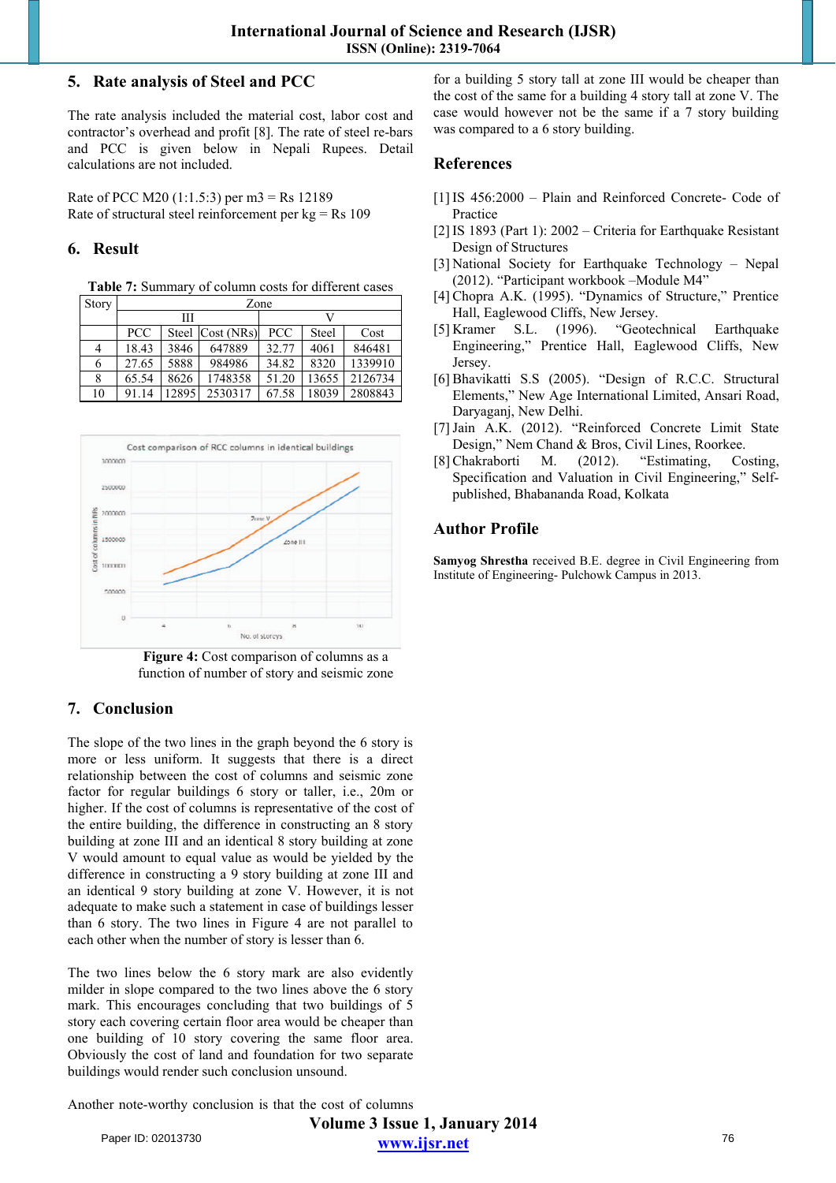## 5. Rate analysis of Steel and PCC

The rate analysis included the material cost, labor cost and contractor's overhead and profit [8]. The rate of steel re-bars and PCC is given below in Nepali Rupees. Detail calculations are not included.

Rate of PCC M20 (1:1.5:3) per m3 = Rs 12189
Rate of structural steel reinforcement per kg = Rs 109

## 6. Result

**Table 7:** Summary of column costs for different cases

| Story | Zone | | | | | |
|---|---|---|---|---|---|---|
| | III | | | V | | |
| | PCC | Steel | Cost (NRs) | PCC | Steel | Cost |
| 4 | 18.43 | 3846 | 647889 | 32.77 | 4061 | 846481 |
| 6 | 27.65 | 5888 | 984986 | 34.82 | 8320 | 1339910 |
| 8 | 65.54 | 8626 | 1748358 | 51.20 | 13655 | 2126734 |
| 10 | 91.14 | 12895 | 2530317 | 67.58 | 18039 | 2808843 |

Cost comparison of RCC columns in identical buildings

3000000
2500000
2000000
1500000
1000000
500000
0

Cost of columns in NRs

Zone V
Zone III

4
6
8
10

No. of storeys

**Figure 4:** Cost comparison of columns as a function of number of story and seismic zone

## 7. Conclusion

The slope of the two lines in the graph beyond the 6 story is more or less uniform. It suggests that there is a direct relationship between the cost of columns and seismic zone factor for regular buildings 6 story or taller, i.e., 20m or higher. If the cost of columns is representative of the cost of the entire building, the difference in constructing an 8 story building at zone III and an identical 8 story building at zone V would amount to equal value as would be yielded by the difference in constructing a 9 story building at zone III and an identical 9 story building at zone V. However, it is not adequate to make such a statement in case of buildings lesser than 6 story. The two lines in Figure 4 are not parallel to each other when the number of story is lesser than 6.

The two lines below the 6 story mark are also evidently milder in slope compared to the two lines above the 6 story mark. This encourages concluding that two buildings of 5 story each covering certain floor area would be cheaper than one building of 10 story covering the same floor area. Obviously the cost of land and foundation for two separate buildings would render such conclusion unsound.

Another note-worthy conclusion is that the cost of columns for a building 5 story tall at zone III would be cheaper than the cost of the same for a building 4 story tall at zone V. The case would however not be the same if a 7 story building was compared to a 6 story building.

## References

[1] IS 456:2000 – Plain and Reinforced Concrete- Code of Practice
[2] IS 1893 (Part 1): 2002 – Criteria for Earthquake Resistant Design of Structures
[3] National Society for Earthquake Technology – Nepal (2012). "Participant workbook –Module M4"
[4] Chopra A.K. (1995). "Dynamics of Structure," Prentice Hall, Eaglewood Cliffs, New Jersey.
[5] Kramer S.L. (1996). "Geotechnical Earthquake Engineering," Prentice Hall, Eaglewood Cliffs, New Jersey.
[6] Bhavikatti S.S (2005). "Design of R.C.C. Structural Elements," New Age International Limited, Ansari Road, Daryaganj, New Delhi.
[7] Jain A.K. (2012). "Reinforced Concrete Limit State Design," Nem Chand & Bros, Civil Lines, Roorkee.
[8] Chakraborti M. (2012). "Estimating, Costing, Specification and Valuation in Civil Engineering," Self-published, Bhabananda Road, Kolkata

## Author Profile

**Samyog Shrestha** received B.E. degree in Civil Engineering from Institute of Engineering- Pulchowk Campus in 2013.